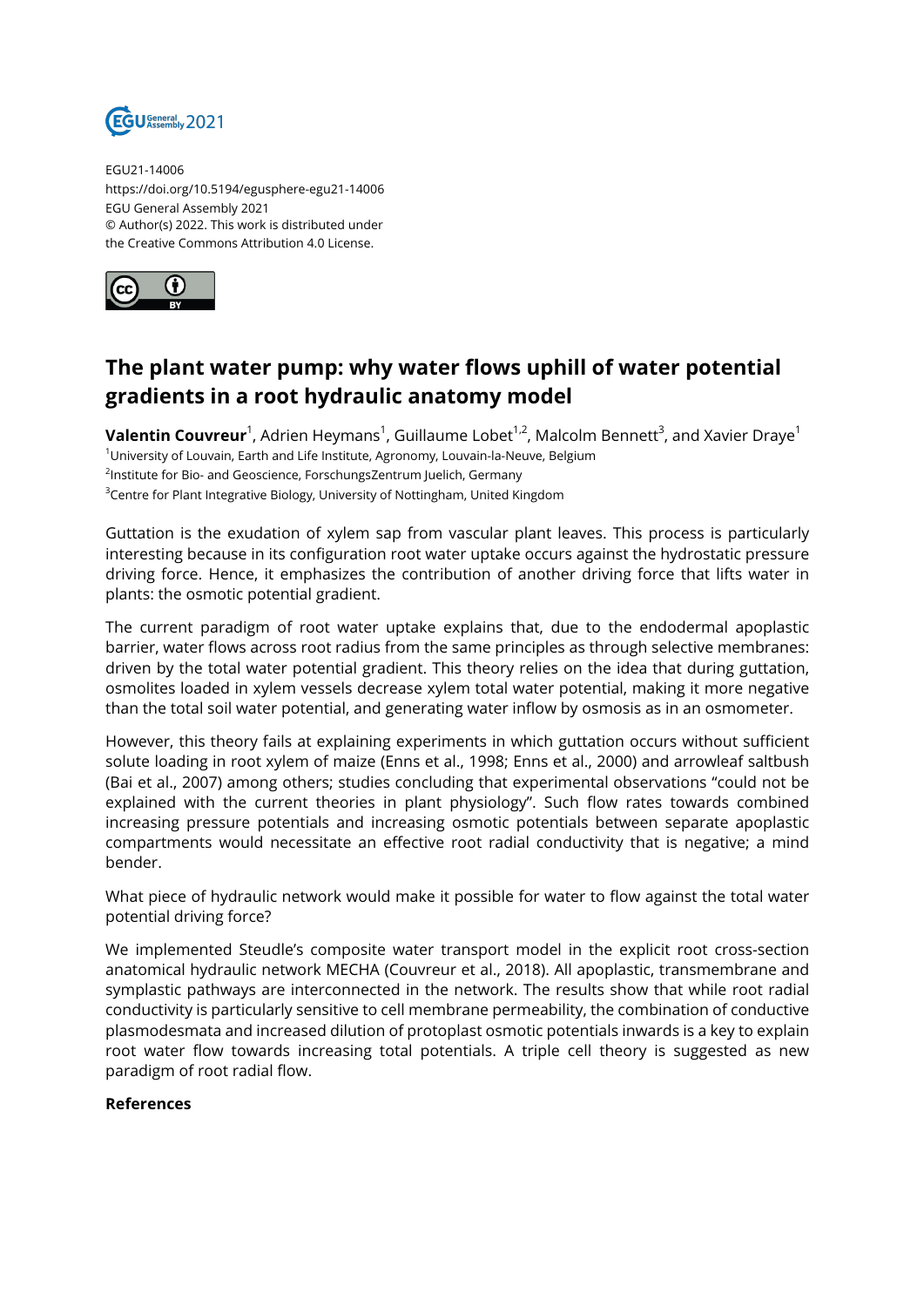EGU21-14006
https://doi.org/10.5194/egusphere-egu21-14006
EGU General Assembly 2021
© Author(s) 2022. This work is distributed under
the Creative Commons Attribution 4.0 License.

# The plant water pump: why water flows uphill of water potential gradients in a root hydraulic anatomy model

**Valentin Couvreur**[1], Adrien Heymans[1], Guillaume Lobet[1,2], Malcolm Bennett[3], and Xavier Draye[1]

[1]University of Louvain, Earth and Life Institute, Agronomy, Louvain-la-Neuve, Belgium
[2]Institute for Bio- and Geoscience, ForschungsZentrum Juelich, Germany
[3]Centre for Plant Integrative Biology, University of Nottingham, United Kingdom

Guttation is the exudation of xylem sap from vascular plant leaves. This process is particularly interesting because in its configuration root water uptake occurs against the hydrostatic pressure driving force. Hence, it emphasizes the contribution of another driving force that lifts water in plants: the osmotic potential gradient.

The current paradigm of root water uptake explains that, due to the endodermal apoplastic barrier, water flows across root radius from the same principles as through selective membranes: driven by the total water potential gradient. This theory relies on the idea that during guttation, osmolites loaded in xylem vessels decrease xylem total water potential, making it more negative than the total soil water potential, and generating water inflow by osmosis as in an osmometer.

However, this theory fails at explaining experiments in which guttation occurs without sufficient solute loading in root xylem of maize (Enns et al., 1998; Enns et al., 2000) and arrowleaf saltbush (Bai et al., 2007) among others; studies concluding that experimental observations "could not be explained with the current theories in plant physiology". Such flow rates towards combined increasing pressure potentials and increasing osmotic potentials between separate apoplastic compartments would necessitate an effective root radial conductivity that is negative; a mind bender.

What piece of hydraulic network would make it possible for water to flow against the total water potential driving force?

We implemented Steudle's composite water transport model in the explicit root cross-section anatomical hydraulic network MECHA (Couvreur et al., 2018). All apoplastic, transmembrane and symplastic pathways are interconnected in the network. The results show that while root radial conductivity is particularly sensitive to cell membrane permeability, the combination of conductive plasmodesmata and increased dilution of protoplast osmotic potentials inwards is a key to explain root water flow towards increasing total potentials. A triple cell theory is suggested as new paradigm of root radial flow.

**References**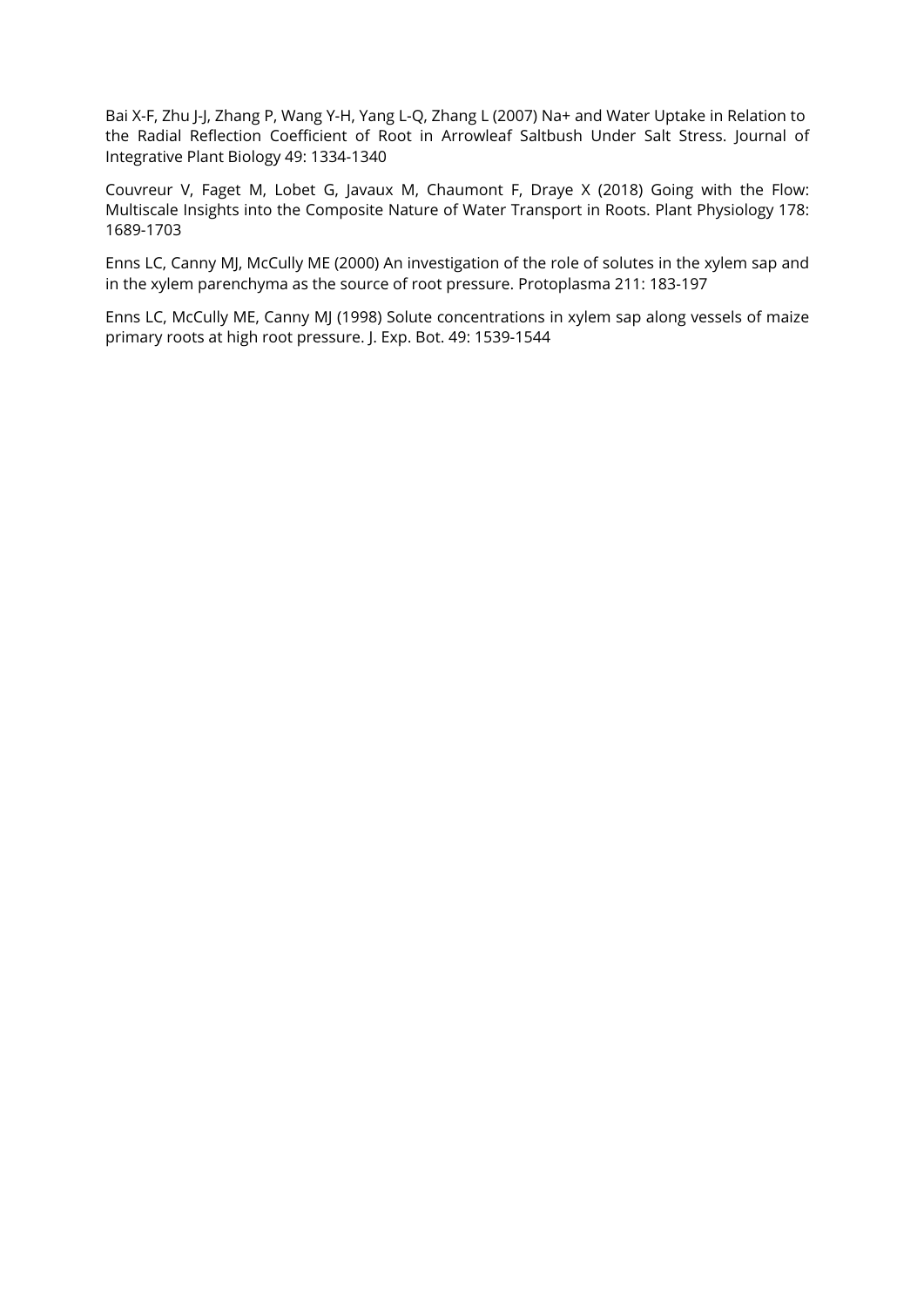Bai X-F, Zhu J-J, Zhang P, Wang Y-H, Yang L-Q, Zhang L (2007) Na+ and Water Uptake in Relation to the Radial Reflection Coefficient of Root in Arrowleaf Saltbush Under Salt Stress. Journal of Integrative Plant Biology 49: 1334-1340

Couvreur V, Faget M, Lobet G, Javaux M, Chaumont F, Draye X (2018) Going with the Flow: Multiscale Insights into the Composite Nature of Water Transport in Roots. Plant Physiology 178: 1689-1703

Enns LC, Canny MJ, McCully ME (2000) An investigation of the role of solutes in the xylem sap and in the xylem parenchyma as the source of root pressure. Protoplasma 211: 183-197

Enns LC, McCully ME, Canny MJ (1998) Solute concentrations in xylem sap along vessels of maize primary roots at high root pressure. J. Exp. Bot. 49: 1539-1544